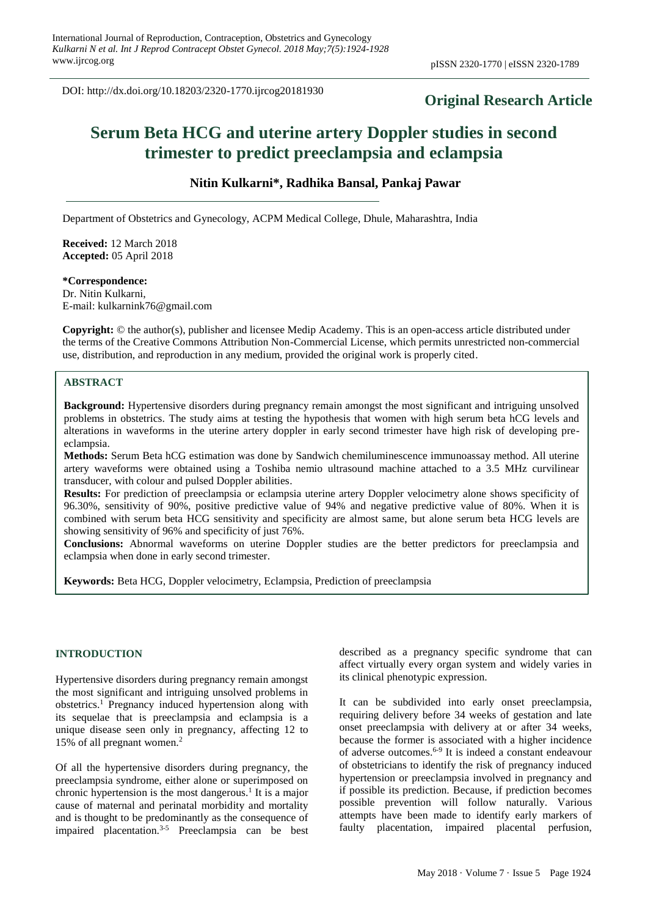DOI: http://dx.doi.org/10.18203/2320-1770.ijrcog20181930

**Original Research Article**

# Serum Beta HCG and uterine artery Doppler studies in second trimester to predict preeclampsia and eclampsia

**Nitin Kulkarni*, Radhika Bansal, Pankaj Pawar**

Department of Obstetrics and Gynecology, ACPM Medical College, Dhule, Maharashtra, India

**Received:** 12 March 2018
**Accepted:** 05 April 2018

**\*Correspondence:**
Dr. Nitin Kulkarni,
E-mail: kulkarnink76@gmail.com

**Copyright:** © the author(s), publisher and licensee Medip Academy. This is an open-access article distributed under the terms of the Creative Commons Attribution Non-Commercial License, which permits unrestricted non-commercial use, distribution, and reproduction in any medium, provided the original work is properly cited.

## ABSTRACT

**Background:** Hypertensive disorders during pregnancy remain amongst the most significant and intriguing unsolved problems in obstetrics. The study aims at testing the hypothesis that women with high serum beta hCG levels and alterations in waveforms in the uterine artery doppler in early second trimester have high risk of developing pre-eclampsia.

**Methods:** Serum Beta hCG estimation was done by Sandwich chemiluminescence immunoassay method. All uterine artery waveforms were obtained using a Toshiba nemio ultrasound machine attached to a 3.5 MHz curvilinear transducer, with colour and pulsed Doppler abilities.

**Results:** For prediction of preeclampsia or eclampsia uterine artery Doppler velocimetry alone shows specificity of 96.30%, sensitivity of 90%, positive predictive value of 94% and negative predictive value of 80%. When it is combined with serum beta HCG sensitivity and specificity are almost same, but alone serum beta HCG levels are showing sensitivity of 96% and specificity of just 76%.

**Conclusions:** Abnormal waveforms on uterine Doppler studies are the better predictors for preeclampsia and eclampsia when done in early second trimester.

**Keywords:** Beta HCG, Doppler velocimetry, Eclampsia, Prediction of preeclampsia

## INTRODUCTION

Hypertensive disorders during pregnancy remain amongst the most significant and intriguing unsolved problems in obstetrics.[1] Pregnancy induced hypertension along with its sequelae that is preeclampsia and eclampsia is a unique disease seen only in pregnancy, affecting 12 to 15% of all pregnant women.[2]

Of all the hypertensive disorders during pregnancy, the preeclampsia syndrome, either alone or superimposed on chronic hypertension is the most dangerous.[1] It is a major cause of maternal and perinatal morbidity and mortality and is thought to be predominantly as the consequence of impaired placentation.[3-5] Preeclampsia can be best described as a pregnancy specific syndrome that can affect virtually every organ system and widely varies in its clinical phenotypic expression.

It can be subdivided into early onset preeclampsia, requiring delivery before 34 weeks of gestation and late onset preeclampsia with delivery at or after 34 weeks, because the former is associated with a higher incidence of adverse outcomes.[6-9] It is indeed a constant endeavour of obstetricians to identify the risk of pregnancy induced hypertension or preeclampsia involved in pregnancy and if possible its prediction. Because, if prediction becomes possible prevention will follow naturally. Various attempts have been made to identify early markers of faulty placentation, impaired placental perfusion,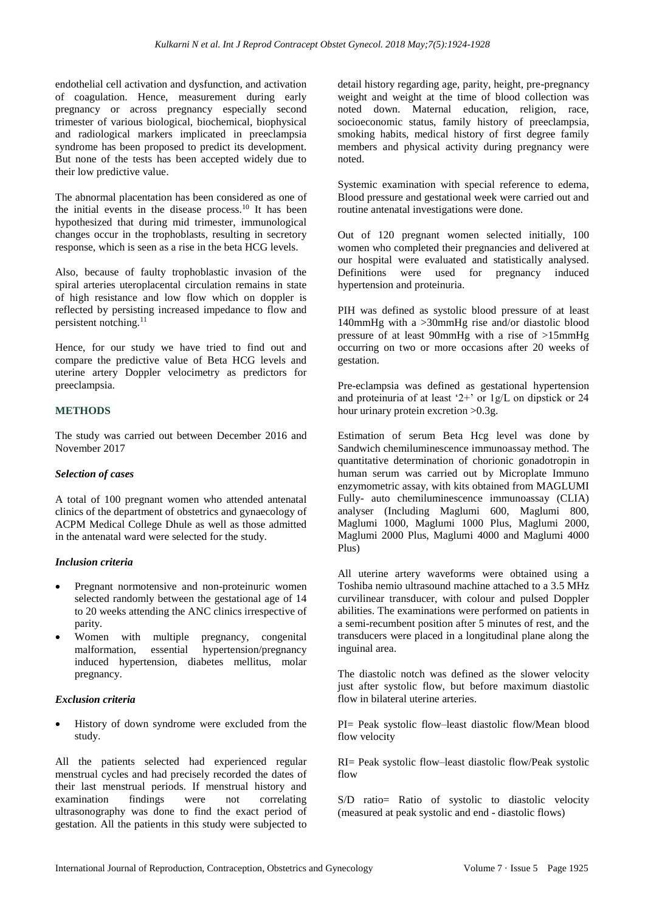endothelial cell activation and dysfunction, and activation of coagulation. Hence, measurement during early pregnancy or across pregnancy especially second trimester of various biological, biochemical, biophysical and radiological markers implicated in preeclampsia syndrome has been proposed to predict its development. But none of the tests has been accepted widely due to their low predictive value.

The abnormal placentation has been considered as one of the initial events in the disease process.[10] It has been hypothesized that during mid trimester, immunological changes occur in the trophoblasts, resulting in secretory response, which is seen as a rise in the beta HCG levels.

Also, because of faulty trophoblastic invasion of the spiral arteries uteroplacental circulation remains in state of high resistance and low flow which on doppler is reflected by persisting increased impedance to flow and persistent notching.[11]

Hence, for our study we have tried to find out and compare the predictive value of Beta HCG levels and uterine artery Doppler velocimetry as predictors for preeclampsia.

## METHODS

The study was carried out between December 2016 and November 2017

### *Selection of cases*

A total of 100 pregnant women who attended antenatal clinics of the department of obstetrics and gynaecology of ACPM Medical College Dhule as well as those admitted in the antenatal ward were selected for the study.

### *Inclusion criteria*

- Pregnant normotensive and non-proteinuric women selected randomly between the gestational age of 14 to 20 weeks attending the ANC clinics irrespective of parity.
- Women with multiple pregnancy, congenital malformation, essential hypertension/pregnancy induced hypertension, diabetes mellitus, molar pregnancy.

### *Exclusion criteria*

- History of down syndrome were excluded from the study.

All the patients selected had experienced regular menstrual cycles and had precisely recorded the dates of their last menstrual periods. If menstrual history and examination findings were not correlating ultrasonography was done to find the exact period of gestation. All the patients in this study were subjected to detail history regarding age, parity, height, pre-pregnancy weight and weight at the time of blood collection was noted down. Maternal education, religion, race, socioeconomic status, family history of preeclampsia, smoking habits, medical history of first degree family members and physical activity during pregnancy were noted.

Systemic examination with special reference to edema, Blood pressure and gestational week were carried out and routine antenatal investigations were done.

Out of 120 pregnant women selected initially, 100 women who completed their pregnancies and delivered at our hospital were evaluated and statistically analysed. Definitions were used for pregnancy induced hypertension and proteinuria.

PIH was defined as systolic blood pressure of at least 140mmHg with a >30mmHg rise and/or diastolic blood pressure of at least 90mmHg with a rise of >15mmHg occurring on two or more occasions after 20 weeks of gestation.

Pre-eclampsia was defined as gestational hypertension and proteinuria of at least '2+' or 1g/L on dipstick or 24 hour urinary protein excretion >0.3g.

Estimation of serum Beta Hcg level was done by Sandwich chemiluminescence immunoassay method. The quantitative determination of chorionic gonadotropin in human serum was carried out by Microplate Immuno enzymometric assay, with kits obtained from MAGLUMI Fully- auto chemiluminescence immunoassay (CLIA) analyser (Including Maglumi 600, Maglumi 800, Maglumi 1000, Maglumi 1000 Plus, Maglumi 2000, Maglumi 2000 Plus, Maglumi 4000 and Maglumi 4000 Plus)

All uterine artery waveforms were obtained using a Toshiba nemio ultrasound machine attached to a 3.5 MHz curvilinear transducer, with colour and pulsed Doppler abilities. The examinations were performed on patients in a semi-recumbent position after 5 minutes of rest, and the transducers were placed in a longitudinal plane along the inguinal area.

The diastolic notch was defined as the slower velocity just after systolic flow, but before maximum diastolic flow in bilateral uterine arteries.

PI= Peak systolic flow–least diastolic flow/Mean blood flow velocity

RI= Peak systolic flow–least diastolic flow/Peak systolic flow

S/D ratio= Ratio of systolic to diastolic velocity (measured at peak systolic and end - diastolic flows)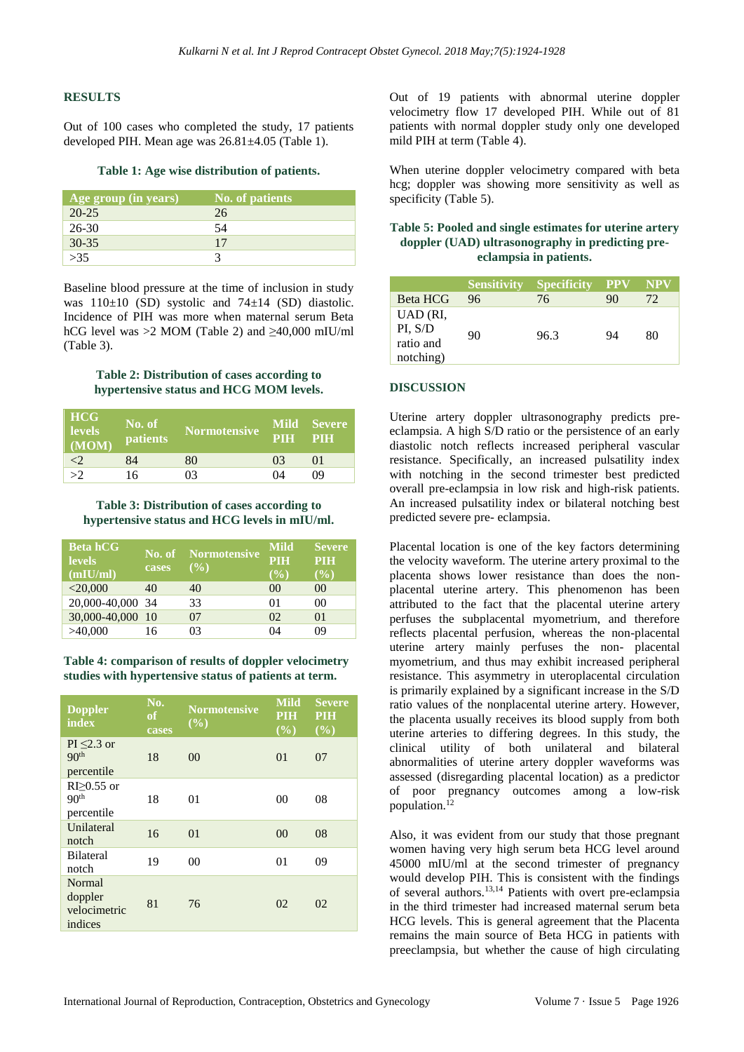## RESULTS

Out of 100 cases who completed the study, 17 patients developed PIH. Mean age was 26.81±4.05 (Table 1).

**Table 1: Age wise distribution of patients.**

| Age group (in years) | No. of patients |
| --- | --- |
| 20-25 | 26 |
| 26-30 | 54 |
| 30-35 | 17 |
| >35 | 3 |

Baseline blood pressure at the time of inclusion in study was 110±10 (SD) systolic and 74±14 (SD) diastolic. Incidence of PIH was more when maternal serum Beta hCG level was >2 MOM (Table 2) and ≥40,000 mIU/ml (Table 3).

**Table 2: Distribution of cases according to hypertensive status and HCG MOM levels.**

| HCG levels (MOM) | No. of patients | Normotensive | Mild PIH | Severe PIH |
| --- | --- | --- | --- | --- |
| <2 | 84 | 80 | 03 | 01 |
| >2 | 16 | 03 | 04 | 09 |

**Table 3: Distribution of cases according to hypertensive status and HCG levels in mIU/ml.**

| Beta hCG levels (mIU/ml) | No. of cases | Normotensive (%) | Mild PIH (%) | Severe PIH (%) |
| --- | --- | --- | --- | --- |
| <20,000 | 40 | 40 | 00 | 00 |
| 20,000-40,000 | 34 | 33 | 01 | 00 |
| 30,000-40,000 | 10 | 07 | 02 | 01 |
| >40,000 | 16 | 03 | 04 | 09 |

**Table 4: comparison of results of doppler velocimetry studies with hypertensive status of patients at term.**

| Doppler index | No. of cases | Normotensive (%) | Mild PIH (%) | Severe PIH (%) |
| --- | --- | --- | --- | --- |
| PI ≤2.3 or 90th percentile | 18 | 00 | 01 | 07 |
| RI≥0.55 or 90th percentile | 18 | 01 | 00 | 08 |
| Unilateral notch | 16 | 01 | 00 | 08 |
| Bilateral notch | 19 | 00 | 01 | 09 |
| Normal doppler velocimetric indices | 81 | 76 | 02 | 02 |

Out of 19 patients with abnormal uterine doppler velocimetry flow 17 developed PIH. While out of 81 patients with normal doppler study only one developed mild PIH at term (Table 4).

When uterine doppler velocimetry compared with beta hcg; doppler was showing more sensitivity as well as specificity (Table 5).

**Table 5: Pooled and single estimates for uterine artery doppler (UAD) ultrasonography in predicting pre-eclampsia in patients.**

| | Sensitivity | Specificity | PPV | NPV |
| --- | --- | --- | --- | --- |
| Beta HCG | 96 | 76 | 90 | 72 |
| UAD (RI, PI, S/D ratio and notching) | 90 | 96.3 | 94 | 80 |

## DISCUSSION

Uterine artery doppler ultrasonography predicts pre-eclampsia. A high S/D ratio or the persistence of an early diastolic notch reflects increased peripheral vascular resistance. Specifically, an increased pulsatility index with notching in the second trimester best predicted overall pre-eclampsia in low risk and high-risk patients. An increased pulsatility index or bilateral notching best predicted severe pre- eclampsia.

Placental location is one of the key factors determining the velocity waveform. The uterine artery proximal to the placenta shows lower resistance than does the non-placental uterine artery. This phenomenon has been attributed to the fact that the placental uterine artery perfuses the subplacental myometrium, and therefore reflects placental perfusion, whereas the non-placental uterine artery mainly perfuses the non- placental myometrium, and thus may exhibit increased peripheral resistance. This asymmetry in uteroplacental circulation is primarily explained by a significant increase in the S/D ratio values of the nonplacental uterine artery. However, the placenta usually receives its blood supply from both uterine arteries to differing degrees. In this study, the clinical utility of both unilateral and bilateral abnormalities of uterine artery doppler waveforms was assessed (disregarding placental location) as a predictor of poor pregnancy outcomes among a low-risk population.[12]

Also, it was evident from our study that those pregnant women having very high serum beta HCG level around 45000 mIU/ml at the second trimester of pregnancy would develop PIH. This is consistent with the findings of several authors.[13,14] Patients with overt pre-eclampsia in the third trimester had increased maternal serum beta HCG levels. This is general agreement that the Placenta remains the main source of Beta HCG in patients with preeclampsia, but whether the cause of high circulating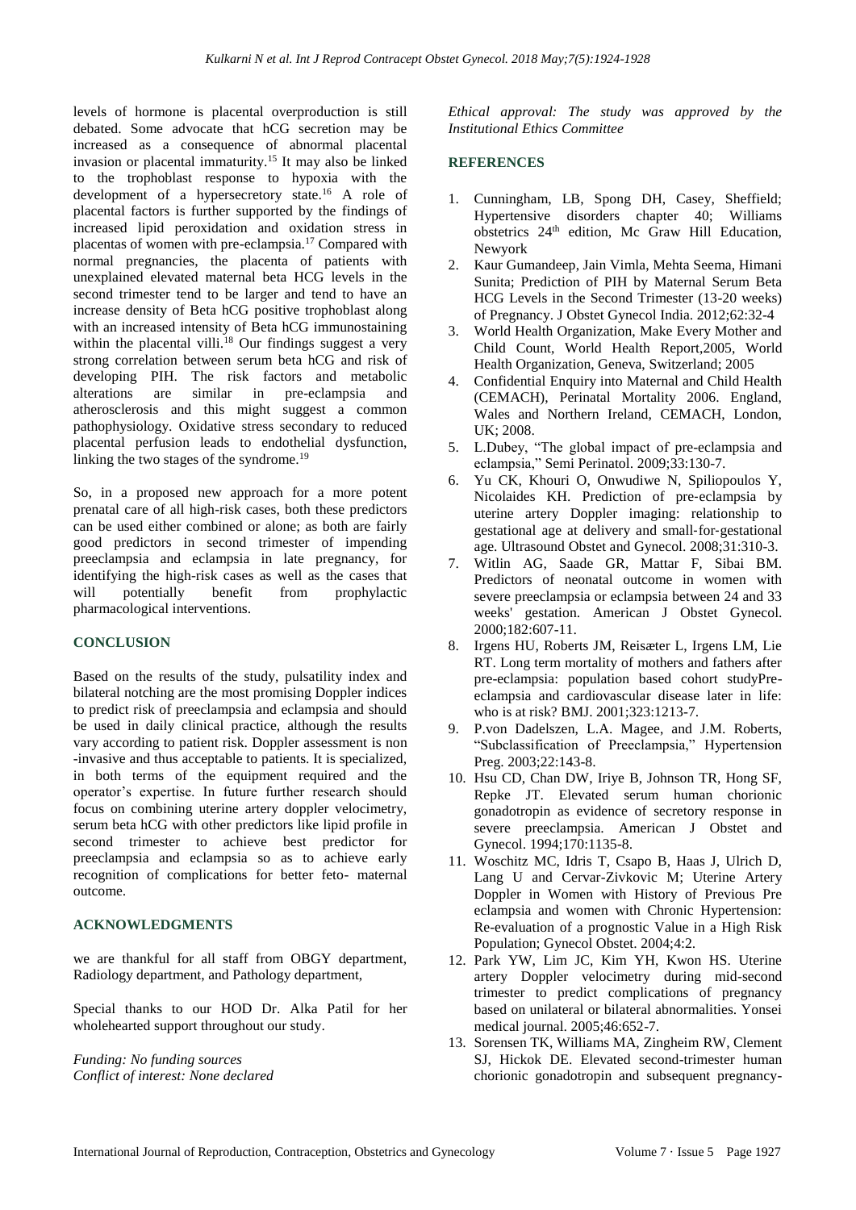levels of hormone is placental overproduction is still debated. Some advocate that hCG secretion may be increased as a consequence of abnormal placental invasion or placental immaturity.[15] It may also be linked to the trophoblast response to hypoxia with the development of a hypersecretory state.[16] A role of placental factors is further supported by the findings of increased lipid peroxidation and oxidation stress in placentas of women with pre-eclampsia.[17] Compared with normal pregnancies, the placenta of patients with unexplained elevated maternal beta HCG levels in the second trimester tend to be larger and tend to have an increase density of Beta hCG positive trophoblast along with an increased intensity of Beta hCG immunostaining within the placental villi.[18] Our findings suggest a very strong correlation between serum beta hCG and risk of developing PIH. The risk factors and metabolic alterations are similar in pre-eclampsia and atherosclerosis and this might suggest a common pathophysiology. Oxidative stress secondary to reduced placental perfusion leads to endothelial dysfunction, linking the two stages of the syndrome.[19]

So, in a proposed new approach for a more potent prenatal care of all high-risk cases, both these predictors can be used either combined or alone; as both are fairly good predictors in second trimester of impending preeclampsia and eclampsia in late pregnancy, for identifying the high-risk cases as well as the cases that will potentially benefit from prophylactic pharmacological interventions.

## CONCLUSION

Based on the results of the study, pulsatility index and bilateral notching are the most promising Doppler indices to predict risk of preeclampsia and eclampsia and should be used in daily clinical practice, although the results vary according to patient risk. Doppler assessment is non -invasive and thus acceptable to patients. It is specialized, in both terms of the equipment required and the operator's expertise. In future further research should focus on combining uterine artery doppler velocimetry, serum beta hCG with other predictors like lipid profile in second trimester to achieve best predictor for preeclampsia and eclampsia so as to achieve early recognition of complications for better feto- maternal outcome.

## ACKNOWLEDGMENTS

we are thankful for all staff from OBGY department, Radiology department, and Pathology department,

Special thanks to our HOD Dr. Alka Patil for her wholehearted support throughout our study.

*Funding: No funding sources*
*Conflict of interest: None declared*
*Ethical approval: The study was approved by the Institutional Ethics Committee*

## REFERENCES

1. Cunningham, LB, Spong DH, Casey, Sheffield; Hypertensive disorders chapter 40; Williams obstetrics 24th edition, Mc Graw Hill Education, Newyork
2. Kaur Gumandeep, Jain Vimla, Mehta Seema, Himani Sunita; Prediction of PIH by Maternal Serum Beta HCG Levels in the Second Trimester (13-20 weeks) of Pregnancy. J Obstet Gynecol India. 2012;62:32-4
3. World Health Organization, Make Every Mother and Child Count, World Health Report,2005, World Health Organization, Geneva, Switzerland; 2005
4. Confidential Enquiry into Maternal and Child Health (CEMACH), Perinatal Mortality 2006. England, Wales and Northern Ireland, CEMACH, London, UK; 2008.
5. L.Dubey, "The global impact of pre-eclampsia and eclampsia," Semi Perinatol. 2009;33:130-7.
6. Yu CK, Khouri O, Onwudiwe N, Spiliopoulos Y, Nicolaides KH. Prediction of pre‐eclampsia by uterine artery Doppler imaging: relationship to gestational age at delivery and small‐for‐gestational age. Ultrasound Obstet and Gynecol. 2008;31:310-3.
7. Witlin AG, Saade GR, Mattar F, Sibai BM. Predictors of neonatal outcome in women with severe preeclampsia or eclampsia between 24 and 33 weeks' gestation. American J Obstet Gynecol. 2000;182:607-11.
8. Irgens HU, Roberts JM, Reisæter L, Irgens LM, Lie RT. Long term mortality of mothers and fathers after pre-eclampsia: population based cohort studyPre-eclampsia and cardiovascular disease later in life: who is at risk? BMJ. 2001;323:1213-7.
9. P.von Dadelszen, L.A. Magee, and J.M. Roberts, "Subclassification of Preeclampsia," Hypertension Preg. 2003;22:143-8.
10. Hsu CD, Chan DW, Iriye B, Johnson TR, Hong SF, Repke JT. Elevated serum human chorionic gonadotropin as evidence of secretory response in severe preeclampsia. American J Obstet and Gynecol. 1994;170:1135-8.
11. Woschitz MC, Idris T, Csapo B, Haas J, Ulrich D, Lang U and Cervar-Zivkovic M; Uterine Artery Doppler in Women with History of Previous Pre eclampsia and women with Chronic Hypertension: Re-evaluation of a prognostic Value in a High Risk Population; Gynecol Obstet. 2004;4:2.
12. Park YW, Lim JC, Kim YH, Kwon HS. Uterine artery Doppler velocimetry during mid-second trimester to predict complications of pregnancy based on unilateral or bilateral abnormalities. Yonsei medical journal. 2005;46:652-7.
13. Sorensen TK, Williams MA, Zingheim RW, Clement SJ, Hickok DE. Elevated second-trimester human chorionic gonadotropin and subsequent pregnancy-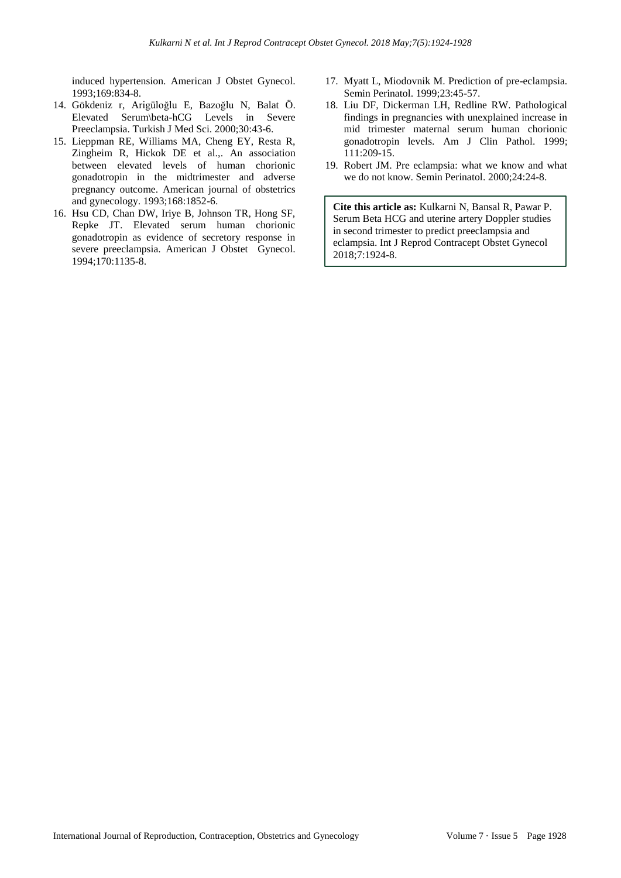induced hypertension. American J Obstet Gynecol. 1993;169:834-8.

14. Gökdeniz r, Arigüloğlu E, Bazoğlu N, Balat Ö. Elevated Serum\beta-hCG Levels in Severe Preeclampsia. Turkish J Med Sci. 2000;30:43-6.
15. Lieppman RE, Williams MA, Cheng EY, Resta R, Zingheim R, Hickok DE et al.,. An association between elevated levels of human chorionic gonadotropin in the midtrimester and adverse pregnancy outcome. American journal of obstetrics and gynecology. 1993;168:1852-6.
16. Hsu CD, Chan DW, Iriye B, Johnson TR, Hong SF, Repke JT. Elevated serum human chorionic gonadotropin as evidence of secretory response in severe preeclampsia. American J Obstet Gynecol. 1994;170:1135-8.
17. Myatt L, Miodovnik M. Prediction of pre-eclampsia. Semin Perinatol. 1999;23:45-57.
18. Liu DF, Dickerman LH, Redline RW. Pathological findings in pregnancies with unexplained increase in mid trimester maternal serum human chorionic gonadotropin levels. Am J Clin Pathol. 1999; 111:209-15.
19. Robert JM. Pre eclampsia: what we know and what we do not know. Semin Perinatol. 2000;24:24-8.

**Cite this article as:** Kulkarni N, Bansal R, Pawar P. Serum Beta HCG and uterine artery Doppler studies in second trimester to predict preeclampsia and eclampsia. Int J Reprod Contracept Obstet Gynecol 2018;7:1924-8.